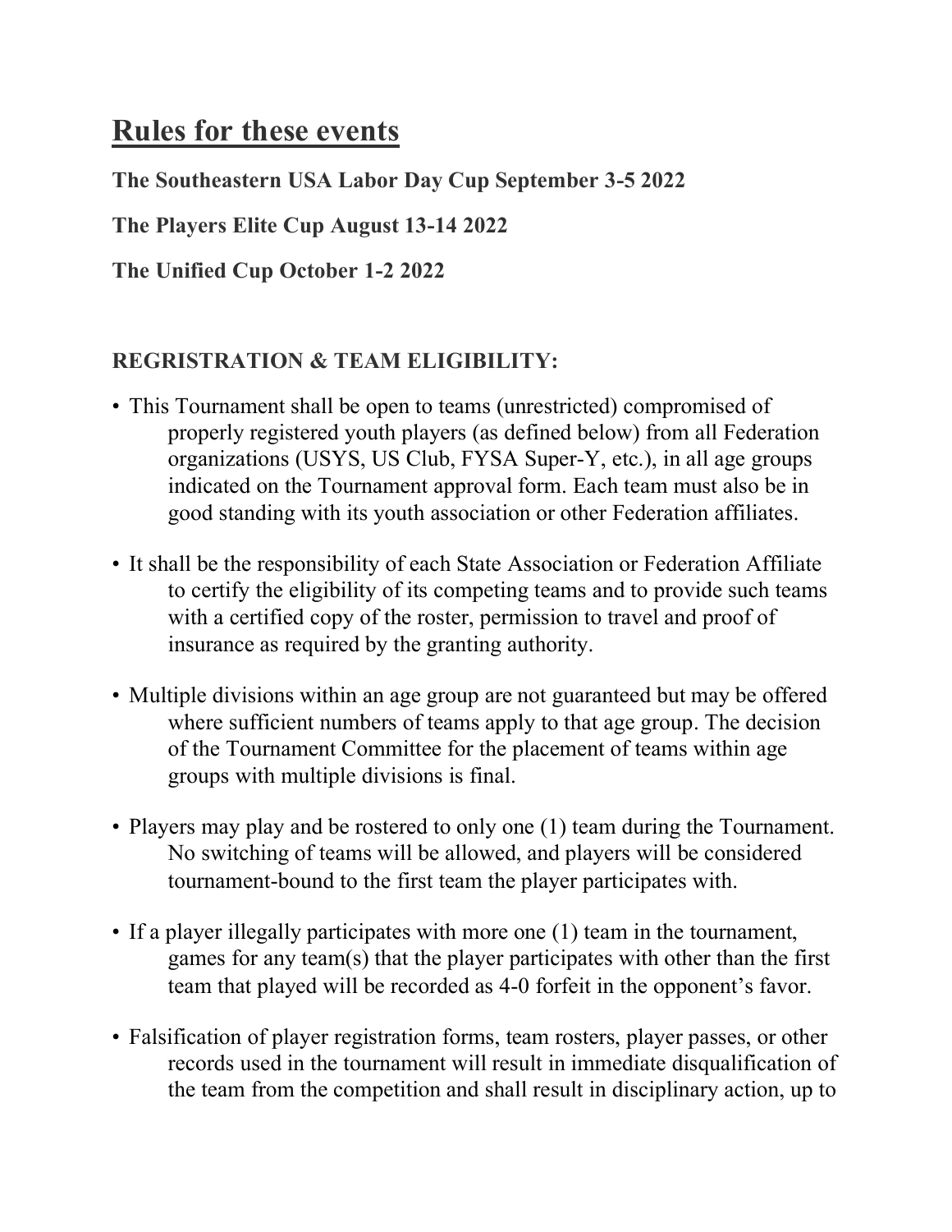# Rules for these events

**The Southeastern USA Labor Day Cup September 3-5 2022**

**The Players Elite Cup August 13-14 2022**

**The Unified Cup October 1-2 2022**

## REGRISTRATION & TEAM ELIGIBILITY:

- This Tournament shall be open to teams (unrestricted) compromised of properly registered youth players (as defined below) from all Federation organizations (USYS, US Club, FYSA Super-Y, etc.), in all age groups indicated on the Tournament approval form. Each team must also be in good standing with its youth association or other Federation affiliates.

- It shall be the responsibility of each State Association or Federation Affiliate to certify the eligibility of its competing teams and to provide such teams with a certified copy of the roster, permission to travel and proof of insurance as required by the granting authority.

- Multiple divisions within an age group are not guaranteed but may be offered where sufficient numbers of teams apply to that age group. The decision of the Tournament Committee for the placement of teams within age groups with multiple divisions is final.

- Players may play and be rostered to only one (1) team during the Tournament. No switching of teams will be allowed, and players will be considered tournament-bound to the first team the player participates with.

- If a player illegally participates with more one (1) team in the tournament, games for any team(s) that the player participates with other than the first team that played will be recorded as 4-0 forfeit in the opponent's favor.

- Falsification of player registration forms, team rosters, player passes, or other records used in the tournament will result in immediate disqualification of the team from the competition and shall result in disciplinary action, up to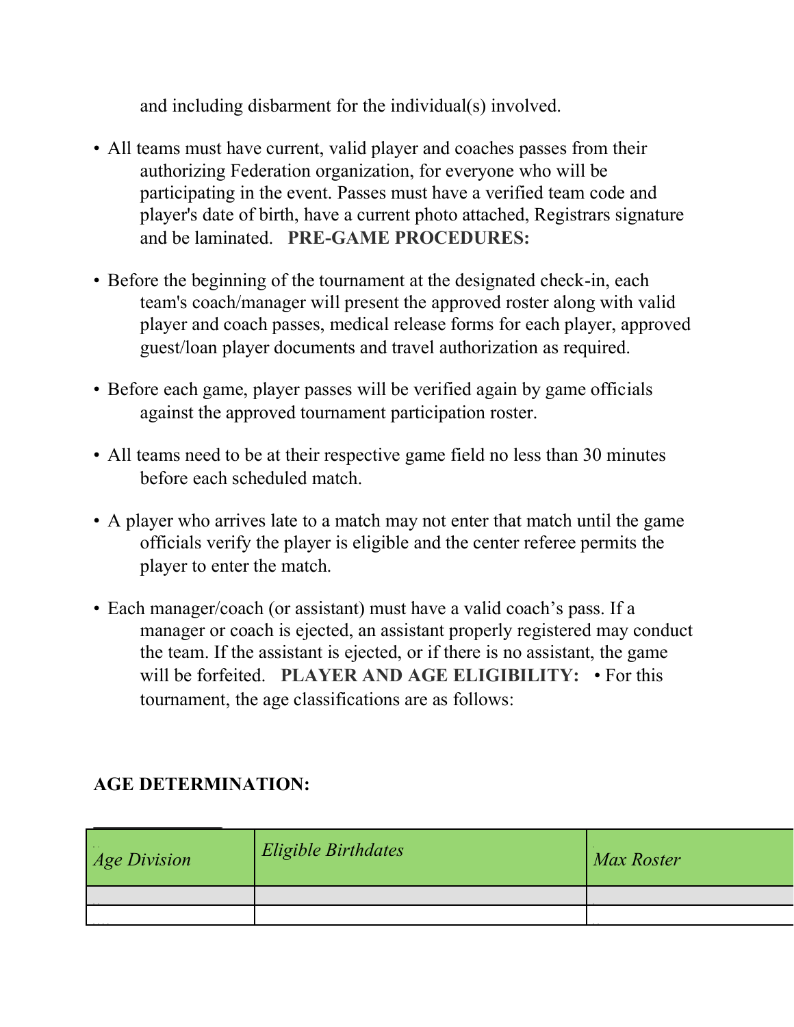and including disbarment for the individual(s) involved.

- All teams must have current, valid player and coaches passes from their authorizing Federation organization, for everyone who will be participating in the event. Passes must have a verified team code and player's date of birth, have a current photo attached, Registrars signature and be laminated.

**PRE-GAME PROCEDURES:**

- Before the beginning of the tournament at the designated check-in, each team's coach/manager will present the approved roster along with valid player and coach passes, medical release forms for each player, approved guest/loan player documents and travel authorization as required.

- Before each game, player passes will be verified again by game officials against the approved tournament participation roster.

- All teams need to be at their respective game field no less than 30 minutes before each scheduled match.

- A player who arrives late to a match may not enter that match until the game officials verify the player is eligible and the center referee permits the player to enter the match.

- Each manager/coach (or assistant) must have a valid coach's pass. If a manager or coach is ejected, an assistant properly registered may conduct the team. If the assistant is ejected, or if there is no assistant, the game will be forfeited.

**PLAYER AND AGE ELIGIBILITY:**

- For this tournament, the age classifications are as follows:

**AGE DETERMINATION:**

| *Age Division* | *Eligible Birthdates* | *Max Roster* |
|---|---|---|
| | | |
| | | |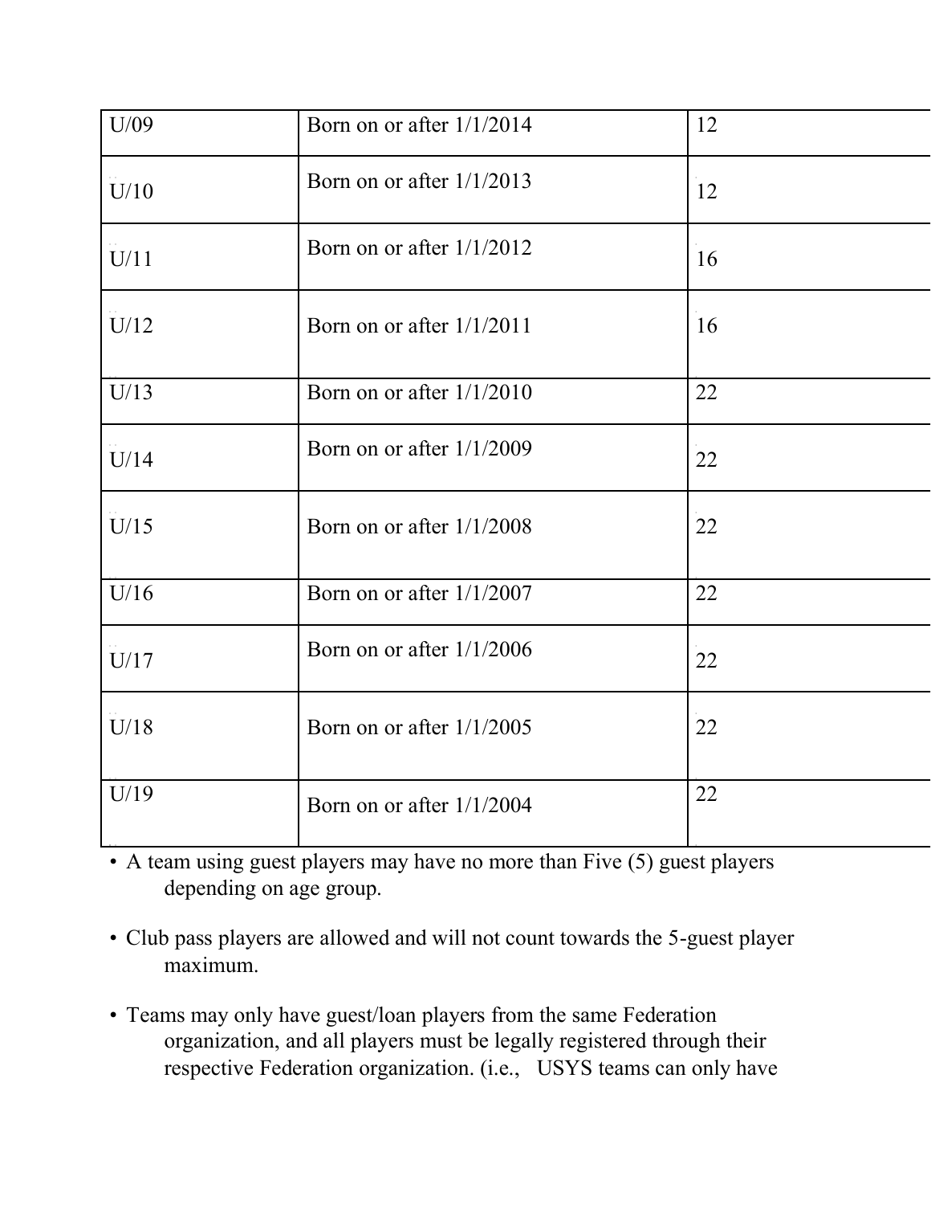| | | |
|---|---|---|
| U/09 | Born on or after 1/1/2014 | 12 |
| U/10 | Born on or after 1/1/2013 | 12 |
| U/11 | Born on or after 1/1/2012 | 16 |
| U/12 | Born on or after 1/1/2011 | 16 |
| U/13 | Born on or after 1/1/2010 | 22 |
| U/14 | Born on or after 1/1/2009 | 22 |
| U/15 | Born on or after 1/1/2008 | 22 |
| U/16 | Born on or after 1/1/2007 | 22 |
| U/17 | Born on or after 1/1/2006 | 22 |
| U/18 | Born on or after 1/1/2005 | 22 |
| U/19 | Born on or after 1/1/2004 | 22 |

- A team using guest players may have no more than Five (5) guest players depending on age group.
- Club pass players are allowed and will not count towards the 5-guest player maximum.
- Teams may only have guest/loan players from the same Federation organization, and all players must be legally registered through their respective Federation organization. (i.e., USYS teams can only have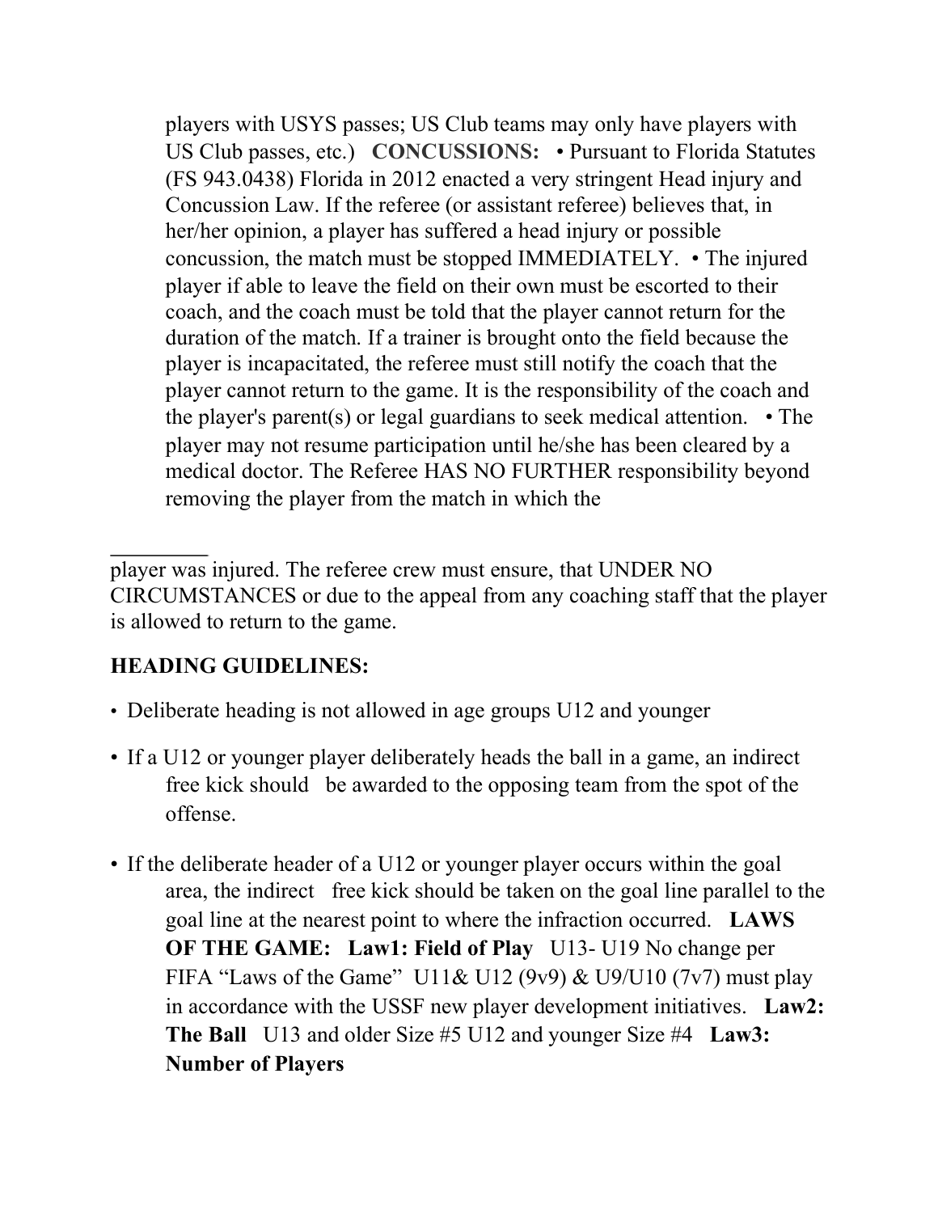players with USYS passes; US Club teams may only have players with US Club passes, etc.) **CONCUSSIONS:** • Pursuant to Florida Statutes (FS 943.0438) Florida in 2012 enacted a very stringent Head injury and Concussion Law. If the referee (or assistant referee) believes that, in her/her opinion, a player has suffered a head injury or possible concussion, the match must be stopped IMMEDIATELY. • The injured player if able to leave the field on their own must be escorted to their coach, and the coach must be told that the player cannot return for the duration of the match. If a trainer is brought onto the field because the player is incapacitated, the referee must still notify the coach that the player cannot return to the game. It is the responsibility of the coach and the player's parent(s) or legal guardians to seek medical attention. • The player may not resume participation until he/she has been cleared by a medical doctor. The Referee HAS NO FURTHER responsibility beyond removing the player from the match in which the

player was injured. The referee crew must ensure, that UNDER NO CIRCUMSTANCES or due to the appeal from any coaching staff that the player is allowed to return to the game.

**HEADING GUIDELINES:**

- Deliberate heading is not allowed in age groups U12 and younger
- If a U12 or younger player deliberately heads the ball in a game, an indirect free kick should be awarded to the opposing team from the spot of the offense.
- If the deliberate header of a U12 or younger player occurs within the goal area, the indirect free kick should be taken on the goal line parallel to the goal line at the nearest point to where the infraction occurred. **LAWS OF THE GAME:** **Law1: Field of Play** U13- U19 No change per FIFA "Laws of the Game" U11& U12 (9v9) & U9/U10 (7v7) must play in accordance with the USSF new player development initiatives. **Law2: The Ball** U13 and older Size #5 U12 and younger Size #4 **Law3: Number of Players**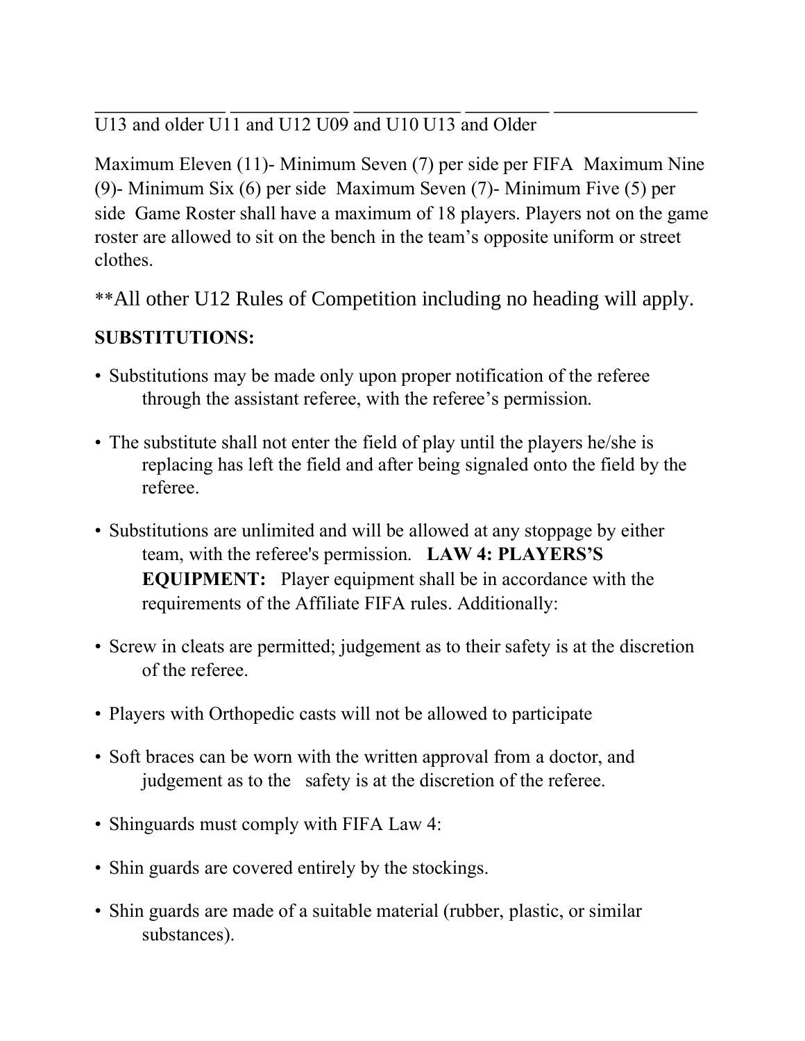_____________ ____________ ___________ ________ ______________
U13 and older U11 and U12 U09 and U10 U13 and Older

Maximum Eleven (11)- Minimum Seven (7) per side per FIFA  Maximum Nine (9)- Minimum Six (6) per side  Maximum Seven (7)- Minimum Five (5) per side  Game Roster shall have a maximum of 18 players. Players not on the game roster are allowed to sit on the bench in the team's opposite uniform or street clothes.

**All other U12 Rules of Competition including no heading will apply.

**SUBSTITUTIONS:**

- Substitutions may be made only upon proper notification of the referee through the assistant referee, with the referee's permission.
- The substitute shall not enter the field of play until the players he/she is replacing has left the field and after being signaled onto the field by the referee.
- Substitutions are unlimited and will be allowed at any stoppage by either team, with the referee's permission. **LAW 4: PLAYERS'S EQUIPMENT:** Player equipment shall be in accordance with the requirements of the Affiliate FIFA rules. Additionally:
- Screw in cleats are permitted; judgement as to their safety is at the discretion of the referee.
- Players with Orthopedic casts will not be allowed to participate
- Soft braces can be worn with the written approval from a doctor, and judgement as to the safety is at the discretion of the referee.
- Shinguards must comply with FIFA Law 4:
- Shin guards are covered entirely by the stockings.
- Shin guards are made of a suitable material (rubber, plastic, or similar substances).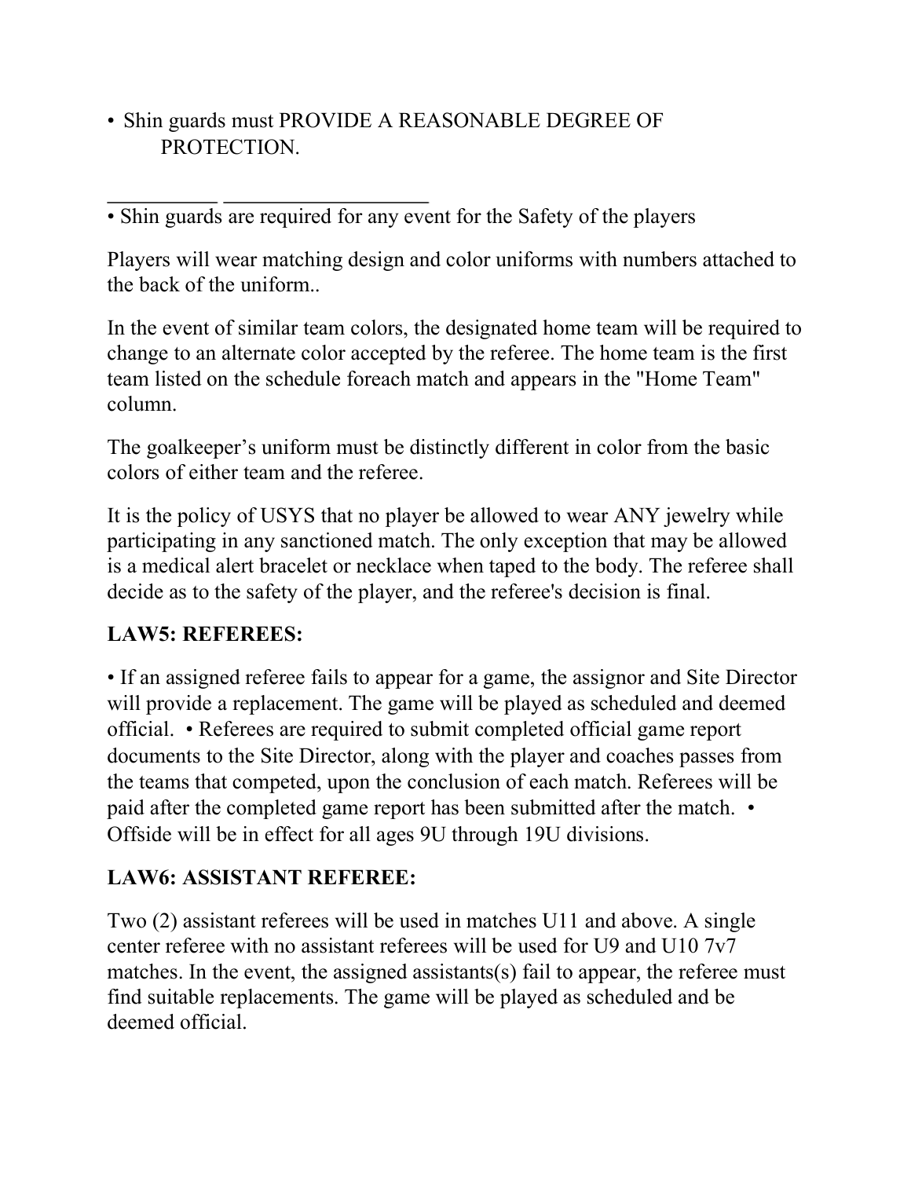• Shin guards must PROVIDE A REASONABLE DEGREE OF PROTECTION.

__________ __________________

• Shin guards are required for any event for the Safety of the players

Players will wear matching design and color uniforms with numbers attached to the back of the uniform..

In the event of similar team colors, the designated home team will be required to change to an alternate color accepted by the referee. The home team is the first team listed on the schedule foreach match and appears in the "Home Team" column.

The goalkeeper's uniform must be distinctly different in color from the basic colors of either team and the referee.

It is the policy of USYS that no player be allowed to wear ANY jewelry while participating in any sanctioned match. The only exception that may be allowed is a medical alert bracelet or necklace when taped to the body. The referee shall decide as to the safety of the player, and the referee's decision is final.

**LAW5: REFEREES:**

• If an assigned referee fails to appear for a game, the assignor and Site Director will provide a replacement. The game will be played as scheduled and deemed official. • Referees are required to submit completed official game report documents to the Site Director, along with the player and coaches passes from the teams that competed, upon the conclusion of each match. Referees will be paid after the completed game report has been submitted after the match. • Offside will be in effect for all ages 9U through 19U divisions.

**LAW6: ASSISTANT REFEREE:**

Two (2) assistant referees will be used in matches U11 and above. A single center referee with no assistant referees will be used for U9 and U10 7v7 matches. In the event, the assigned assistants(s) fail to appear, the referee must find suitable replacements. The game will be played as scheduled and be deemed official.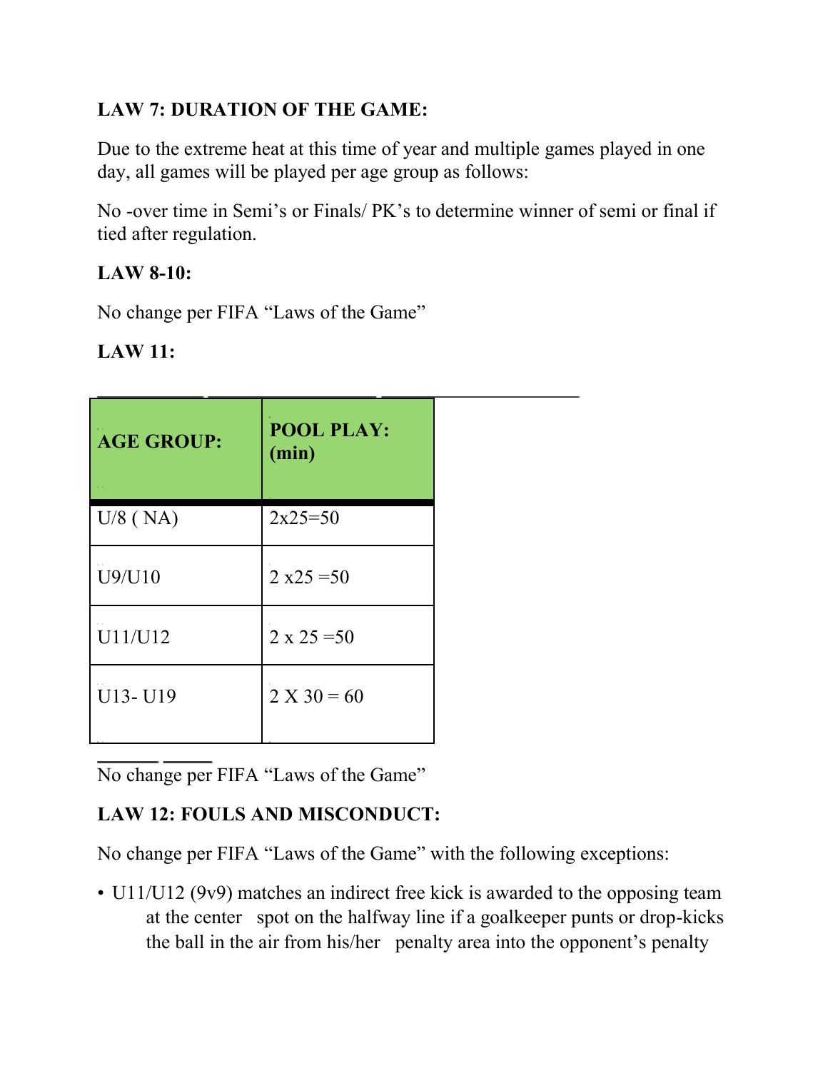**LAW 7: DURATION OF THE GAME:**

Due to the extreme heat at this time of year and multiple games played in one day, all games will be played per age group as follows:

No -over time in Semi's or Finals/ PK's to determine winner of semi or final if tied after regulation.

**LAW 8-10:**

No change per FIFA "Laws of the Game"

**LAW 11:**

| **AGE GROUP:** | **POOL PLAY: (min)** |
|---|---|
| U/8 ( NA) | 2x25=50 |
| U9/U10 | 2 x25 =50 |
| U11/U12 | 2 x 25 =50 |
| U13- U19 | 2 X 30 = 60 |

No change per FIFA "Laws of the Game"

**LAW 12: FOULS AND MISCONDUCT:**

No change per FIFA "Laws of the Game" with the following exceptions:

- U11/U12 (9v9) matches an indirect free kick is awarded to the opposing team at the center spot on the halfway line if a goalkeeper punts or drop-kicks the ball in the air from his/her penalty area into the opponent's penalty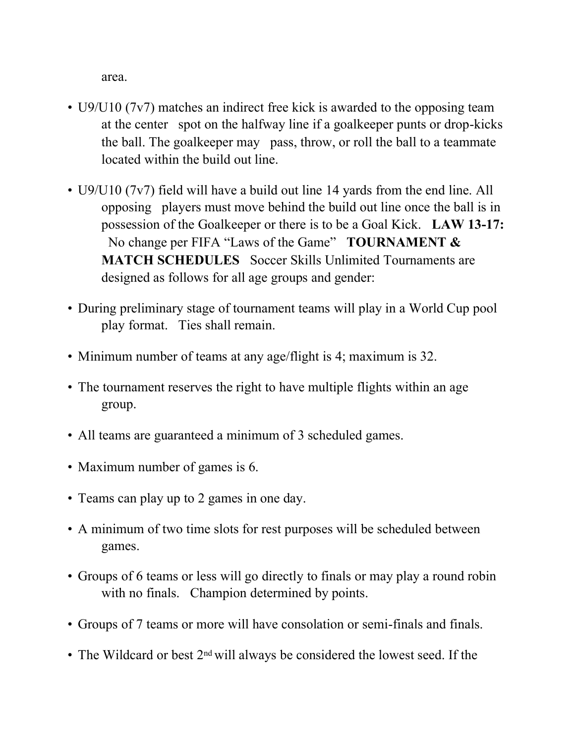area.

- U9/U10 (7v7) matches an indirect free kick is awarded to the opposing team at the center spot on the halfway line if a goalkeeper punts or drop-kicks the ball. The goalkeeper may pass, throw, or roll the ball to a teammate located within the build out line.
- U9/U10 (7v7) field will have a build out line 14 yards from the end line. All opposing players must move behind the build out line once the ball is in possession of the Goalkeeper or there is to be a Goal Kick. **LAW 13-17:** No change per FIFA "Laws of the Game" **TOURNAMENT & MATCH SCHEDULES** Soccer Skills Unlimited Tournaments are designed as follows for all age groups and gender:
- During preliminary stage of tournament teams will play in a World Cup pool play format. Ties shall remain.
- Minimum number of teams at any age/flight is 4; maximum is 32.
- The tournament reserves the right to have multiple flights within an age group.
- All teams are guaranteed a minimum of 3 scheduled games.
- Maximum number of games is 6.
- Teams can play up to 2 games in one day.
- A minimum of two time slots for rest purposes will be scheduled between games.
- Groups of 6 teams or less will go directly to finals or may play a round robin with no finals. Champion determined by points.
- Groups of 7 teams or more will have consolation or semi-finals and finals.
- The Wildcard or best 2nd will always be considered the lowest seed. If the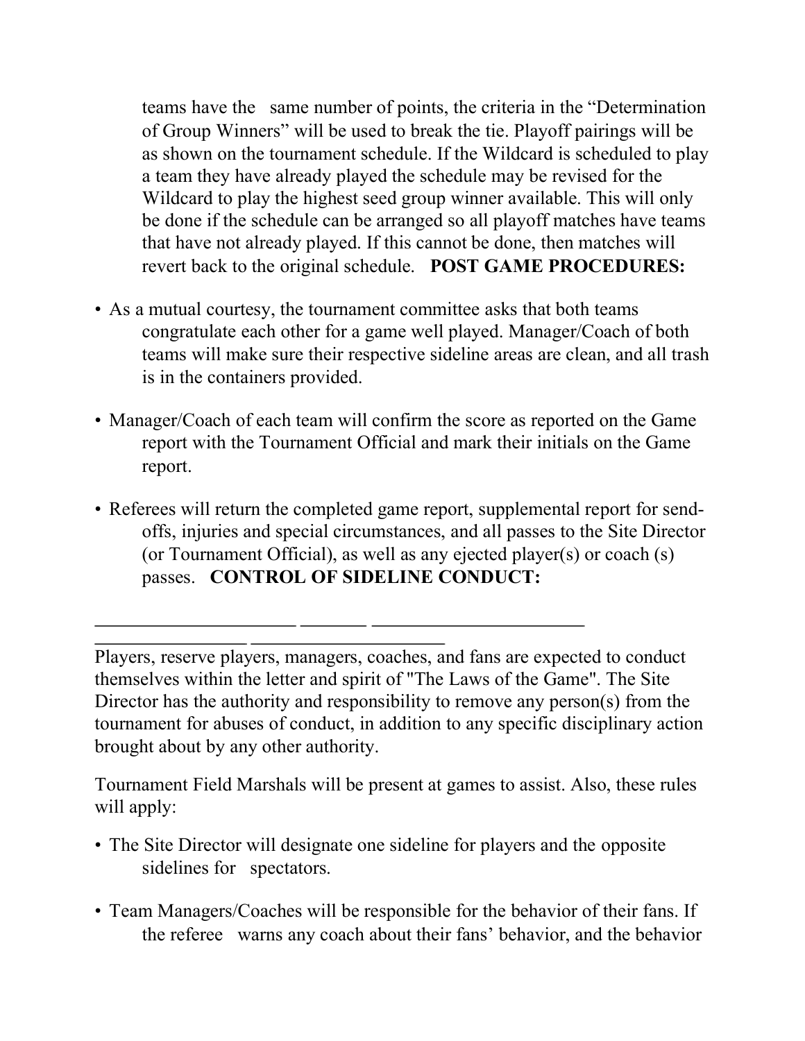teams have the same number of points, the criteria in the "Determination of Group Winners" will be used to break the tie. Playoff pairings will be as shown on the tournament schedule. If the Wildcard is scheduled to play a team they have already played the schedule may be revised for the Wildcard to play the highest seed group winner available. This will only be done if the schedule can be arranged so all playoff matches have teams that have not already played. If this cannot be done, then matches will revert back to the original schedule. **POST GAME PROCEDURES:**

- As a mutual courtesy, the tournament committee asks that both teams congratulate each other for a game well played. Manager/Coach of both teams will make sure their respective sideline areas are clean, and all trash is in the containers provided.
- Manager/Coach of each team will confirm the score as reported on the Game report with the Tournament Official and mark their initials on the Game report.
- Referees will return the completed game report, supplemental report for send-offs, injuries and special circumstances, and all passes to the Site Director (or Tournament Official), as well as any ejected player(s) or coach (s) passes. **CONTROL OF SIDELINE CONDUCT:**

---

Players, reserve players, managers, coaches, and fans are expected to conduct themselves within the letter and spirit of "The Laws of the Game". The Site Director has the authority and responsibility to remove any person(s) from the tournament for abuses of conduct, in addition to any specific disciplinary action brought about by any other authority.

Tournament Field Marshals will be present at games to assist. Also, these rules will apply:

- The Site Director will designate one sideline for players and the opposite sidelines for spectators.
- Team Managers/Coaches will be responsible for the behavior of their fans. If the referee warns any coach about their fans' behavior, and the behavior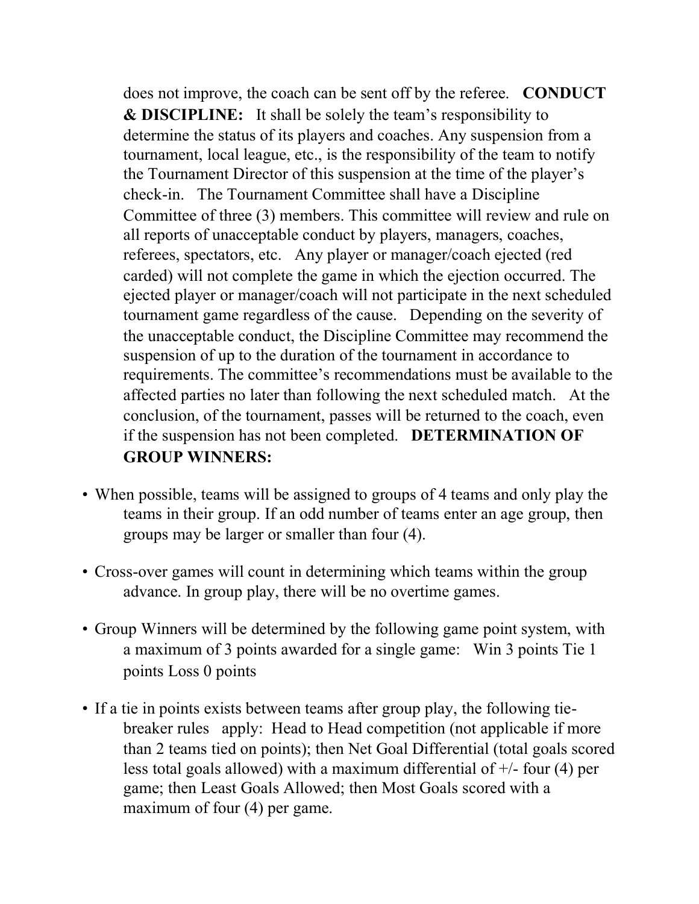does not improve, the coach can be sent off by the referee. **CONDUCT & DISCIPLINE:** It shall be solely the team's responsibility to determine the status of its players and coaches. Any suspension from a tournament, local league, etc., is the responsibility of the team to notify the Tournament Director of this suspension at the time of the player's check-in. The Tournament Committee shall have a Discipline Committee of three (3) members. This committee will review and rule on all reports of unacceptable conduct by players, managers, coaches, referees, spectators, etc. Any player or manager/coach ejected (red carded) will not complete the game in which the ejection occurred. The ejected player or manager/coach will not participate in the next scheduled tournament game regardless of the cause. Depending on the severity of the unacceptable conduct, the Discipline Committee may recommend the suspension of up to the duration of the tournament in accordance to requirements. The committee's recommendations must be available to the affected parties no later than following the next scheduled match. At the conclusion, of the tournament, passes will be returned to the coach, even if the suspension has not been completed. **DETERMINATION OF GROUP WINNERS:**

- When possible, teams will be assigned to groups of 4 teams and only play the teams in their group. If an odd number of teams enter an age group, then groups may be larger or smaller than four (4).
- Cross-over games will count in determining which teams within the group advance. In group play, there will be no overtime games.
- Group Winners will be determined by the following game point system, with a maximum of 3 points awarded for a single game: Win 3 points Tie 1 points Loss 0 points
- If a tie in points exists between teams after group play, the following tie-breaker rules apply: Head to Head competition (not applicable if more than 2 teams tied on points); then Net Goal Differential (total goals scored less total goals allowed) with a maximum differential of +/- four (4) per game; then Least Goals Allowed; then Most Goals scored with a maximum of four (4) per game.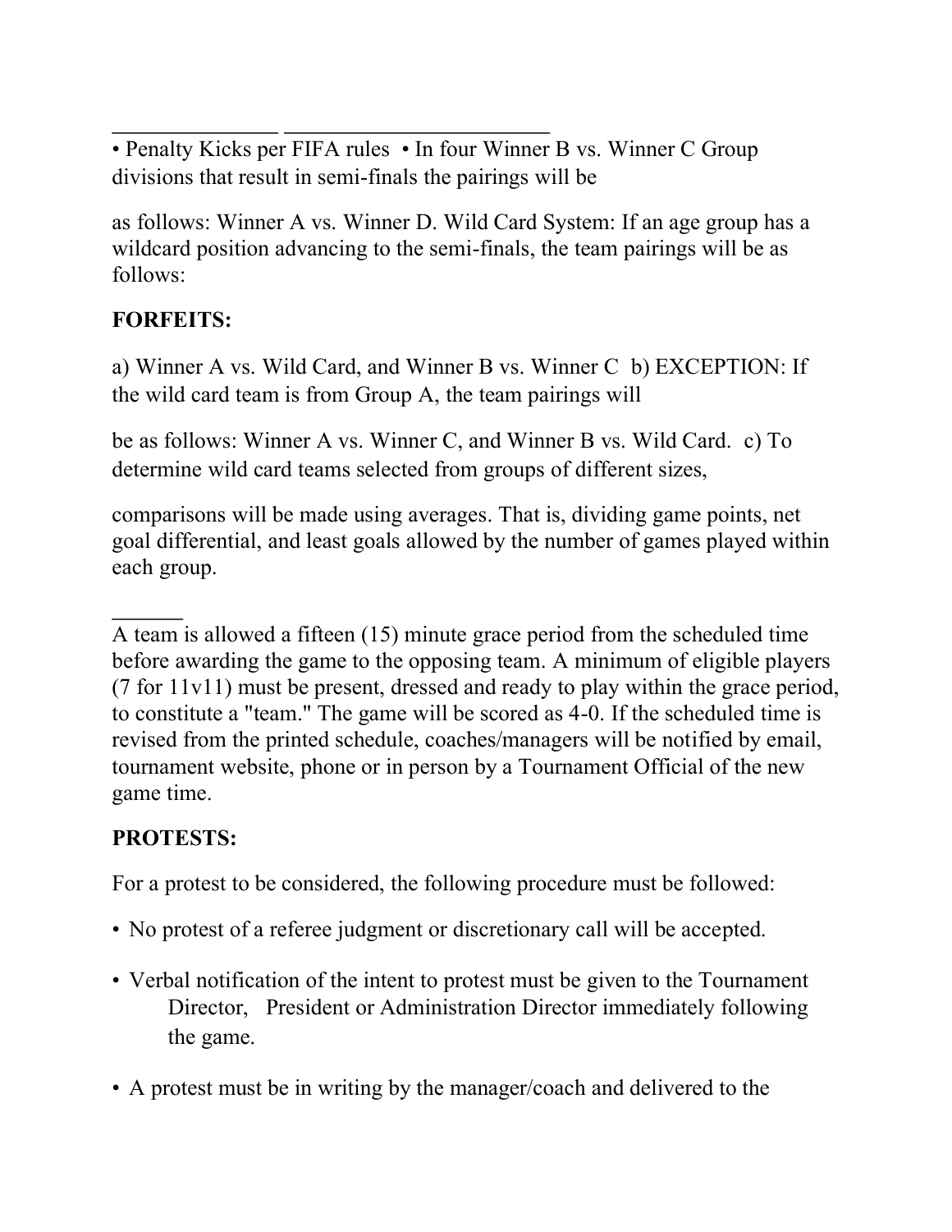______________ ______________________

• Penalty Kicks per FIFA rules • In four Winner B vs. Winner C Group divisions that result in semi-finals the pairings will be

as follows: Winner A vs. Winner D. Wild Card System: If an age group has a wildcard position advancing to the semi-finals, the team pairings will be as follows:

**FORFEITS:**

a) Winner A vs. Wild Card, and Winner B vs. Winner C b) EXCEPTION: If the wild card team is from Group A, the team pairings will

be as follows: Winner A vs. Winner C, and Winner B vs. Wild Card. c) To determine wild card teams selected from groups of different sizes,

comparisons will be made using averages. That is, dividing game points, net goal differential, and least goals allowed by the number of games played within each group.

______

A team is allowed a fifteen (15) minute grace period from the scheduled time before awarding the game to the opposing team. A minimum of eligible players (7 for 11v11) must be present, dressed and ready to play within the grace period, to constitute a "team." The game will be scored as 4-0. If the scheduled time is revised from the printed schedule, coaches/managers will be notified by email, tournament website, phone or in person by a Tournament Official of the new game time.

**PROTESTS:**

For a protest to be considered, the following procedure must be followed:

- No protest of a referee judgment or discretionary call will be accepted.
- Verbal notification of the intent to protest must be given to the Tournament Director, President or Administration Director immediately following the game.
- A protest must be in writing by the manager/coach and delivered to the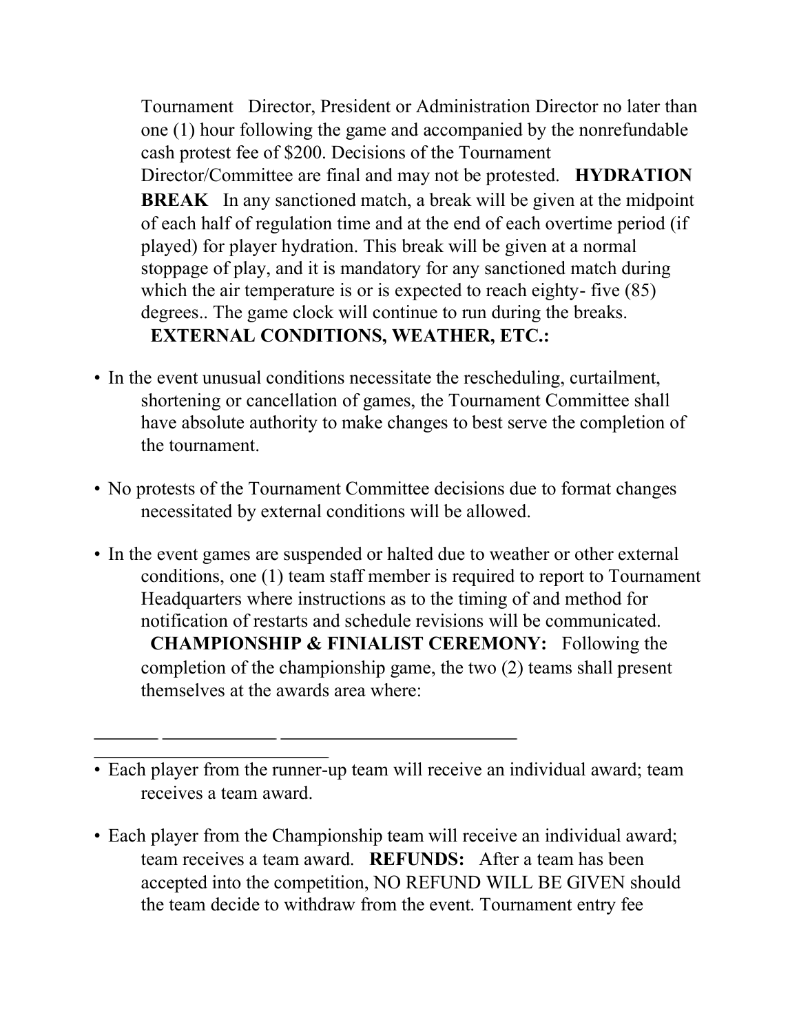Tournament Director, President or Administration Director no later than one (1) hour following the game and accompanied by the nonrefundable cash protest fee of $200. Decisions of the Tournament Director/Committee are final and may not be protested. **HYDRATION BREAK** In any sanctioned match, a break will be given at the midpoint of each half of regulation time and at the end of each overtime period (if played) for player hydration. This break will be given at a normal stoppage of play, and it is mandatory for any sanctioned match during which the air temperature is or is expected to reach eighty- five (85) degrees.. The game clock will continue to run during the breaks.

**EXTERNAL CONDITIONS, WEATHER, ETC.:**

- In the event unusual conditions necessitate the rescheduling, curtailment, shortening or cancellation of games, the Tournament Committee shall have absolute authority to make changes to best serve the completion of the tournament.

- No protests of the Tournament Committee decisions due to format changes necessitated by external conditions will be allowed.

- In the event games are suspended or halted due to weather or other external conditions, one (1) team staff member is required to report to Tournament Headquarters where instructions as to the timing of and method for notification of restarts and schedule revisions will be communicated.

**CHAMPIONSHIP & FINIALIST CEREMONY:** Following the completion of the championship game, the two (2) teams shall present themselves at the awards area where:

_______ ____________ _________________________ ________________________

- Each player from the runner-up team will receive an individual award; team receives a team award.

- Each player from the Championship team will receive an individual award; team receives a team award. **REFUNDS:** After a team has been accepted into the competition, NO REFUND WILL BE GIVEN should the team decide to withdraw from the event. Tournament entry fee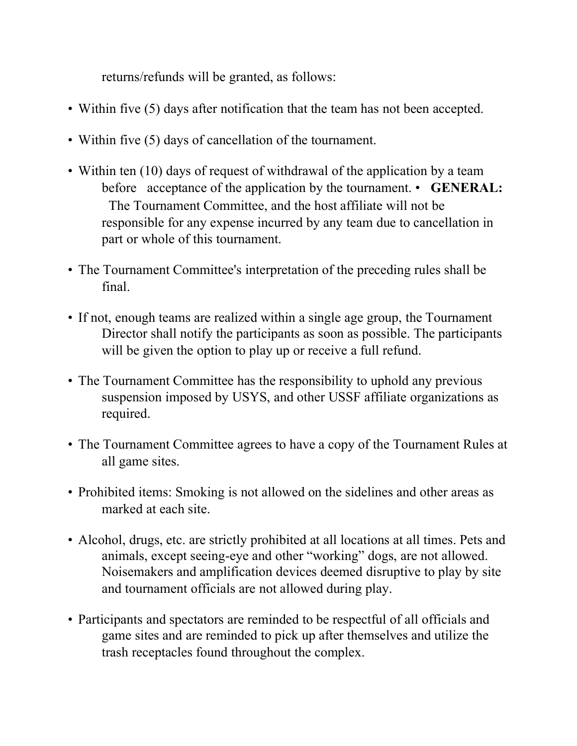returns/refunds will be granted, as follows:

- Within five (5) days after notification that the team has not been accepted.
- Within five (5) days of cancellation of the tournament.
- Within ten (10) days of request of withdrawal of the application by a team before acceptance of the application by the tournament. • **GENERAL:** The Tournament Committee, and the host affiliate will not be responsible for any expense incurred by any team due to cancellation in part or whole of this tournament.
- The Tournament Committee's interpretation of the preceding rules shall be final.
- If not, enough teams are realized within a single age group, the Tournament Director shall notify the participants as soon as possible. The participants will be given the option to play up or receive a full refund.
- The Tournament Committee has the responsibility to uphold any previous suspension imposed by USYS, and other USSF affiliate organizations as required.
- The Tournament Committee agrees to have a copy of the Tournament Rules at all game sites.
- Prohibited items: Smoking is not allowed on the sidelines and other areas as marked at each site.
- Alcohol, drugs, etc. are strictly prohibited at all locations at all times. Pets and animals, except seeing-eye and other "working" dogs, are not allowed. Noisemakers and amplification devices deemed disruptive to play by site and tournament officials are not allowed during play.
- Participants and spectators are reminded to be respectful of all officials and game sites and are reminded to pick up after themselves and utilize the trash receptacles found throughout the complex.